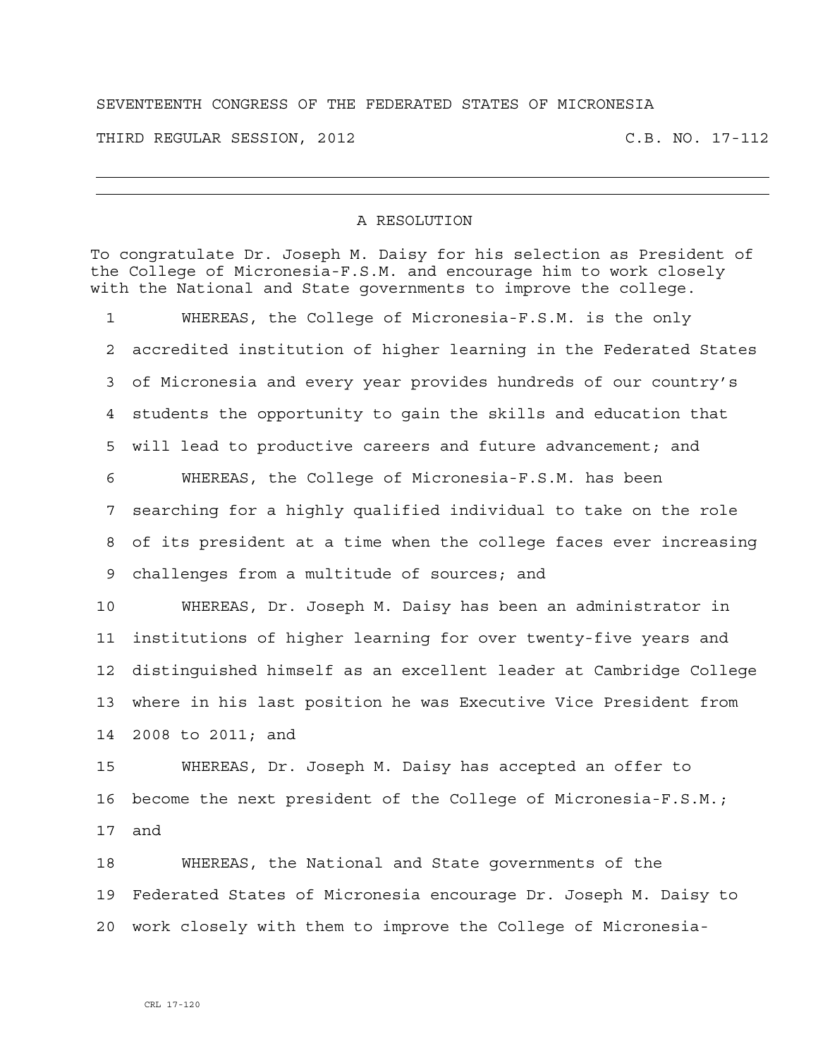SEVENTEENTH CONGRESS OF THE FEDERATED STATES OF MICRONESIA

THIRD REGULAR SESSION, 2012 C.B. NO. 17-112

---

# A RESOLUTION

To congratulate Dr. Joseph M. Daisy for his selection as President of the College of Micronesia-F.S.M. and encourage him to work closely with the National and State governments to improve the college.

WHEREAS, the College of Micronesia-F.S.M. is the only accredited institution of higher learning in the Federated States of Micronesia and every year provides hundreds of our country's students the opportunity to gain the skills and education that will lead to productive careers and future advancement; and

WHEREAS, the College of Micronesia-F.S.M. has been searching for a highly qualified individual to take on the role of its president at a time when the college faces ever increasing challenges from a multitude of sources; and

WHEREAS, Dr. Joseph M. Daisy has been an administrator in institutions of higher learning for over twenty-five years and distinguished himself as an excellent leader at Cambridge College where in his last position he was Executive Vice President from 2008 to 2011; and

WHEREAS, Dr. Joseph M. Daisy has accepted an offer to become the next president of the College of Micronesia-F.S.M.; and

WHEREAS, the National and State governments of the Federated States of Micronesia encourage Dr. Joseph M. Daisy to work closely with them to improve the College of Micronesia-

CRL 17-120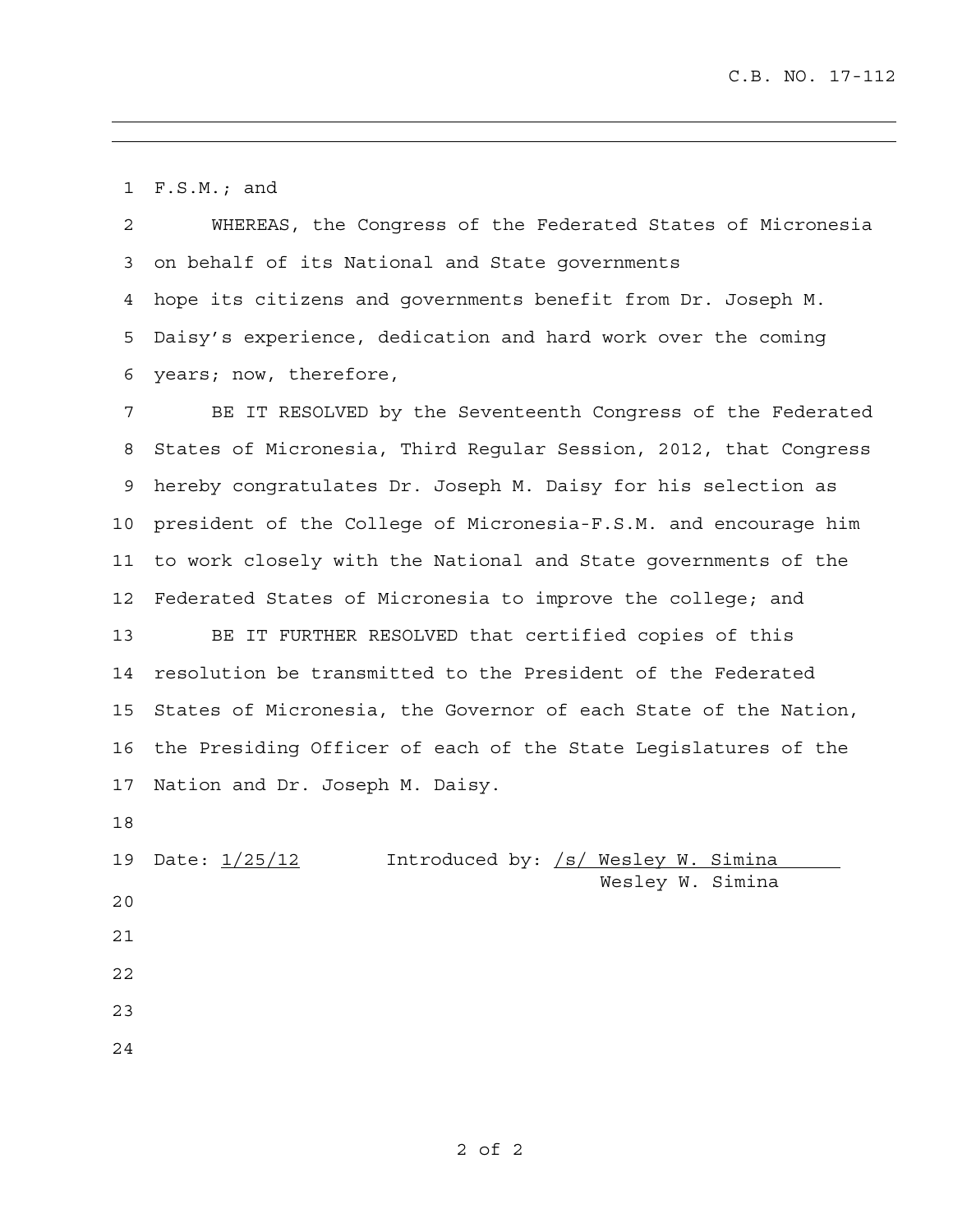F.S.M.; and

WHEREAS, the Congress of the Federated States of Micronesia on behalf of its National and State governments hope its citizens and governments benefit from Dr. Joseph M. Daisy's experience, dedication and hard work over the coming years; now, therefore,

BE IT RESOLVED by the Seventeenth Congress of the Federated States of Micronesia, Third Regular Session, 2012, that Congress hereby congratulates Dr. Joseph M. Daisy for his selection as president of the College of Micronesia-F.S.M. and encourage him to work closely with the National and State governments of the Federated States of Micronesia to improve the college; and

BE IT FURTHER RESOLVED that certified copies of this resolution be transmitted to the President of the Federated States of Micronesia, the Governor of each State of the Nation, the Presiding Officer of each of the State Legislatures of the Nation and Dr. Joseph M. Daisy.

Date: 1/25/12

Introduced by: /s/ Wesley W. Simina
Wesley W. Simina